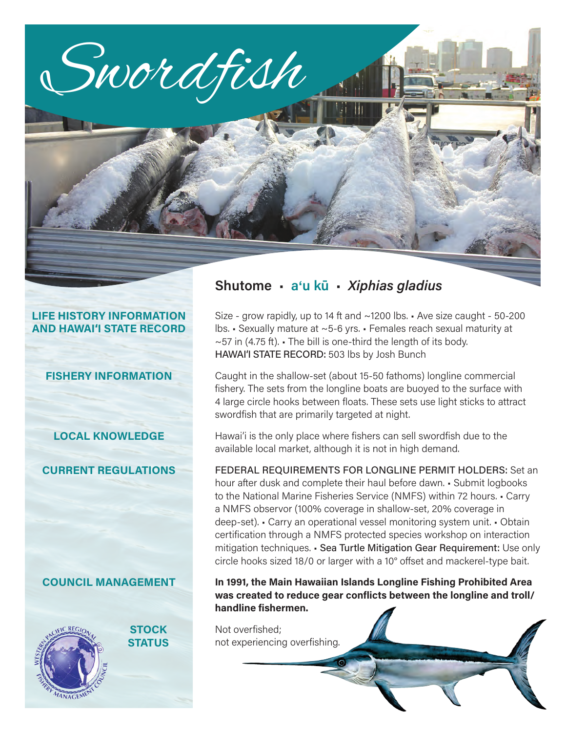# Swordfish

## Shutome ▪ a‘u kū ▪ *Xiphias gladius*

### LIFE HISTORY INFORMATION AND HAWAI‘I STATE RECORD

Size - grow rapidly, up to 14 ft and ~1200 lbs. ▪ Ave size caught - 50-200 lbs. ▪ Sexually mature at ~5-6 yrs. ▪ Females reach sexual maturity at ~57 in (4.75 ft). ▪ The bill is one-third the length of its body.

HAWAI‘I STATE RECORD: 503 lbs by Josh Bunch

### FISHERY INFORMATION

Caught in the shallow-set (about 15-50 fathoms) longline commercial fishery. The sets from the longline boats are buoyed to the surface with 4 large circle hooks between floats. These sets use light sticks to attract swordfish that are primarily targeted at night.

### LOCAL KNOWLEDGE

Hawai‘i is the only place where fishers can sell swordfish due to the available local market, although it is not in high demand.

### CURRENT REGULATIONS

FEDERAL REQUIREMENTS FOR LONGLINE PERMIT HOLDERS: Set an hour after dusk and complete their haul before dawn. ▪ Submit logbooks to the National Marine Fisheries Service (NMFS) within 72 hours. ▪ Carry a NMFS observor (100% coverage in shallow-set, 20% coverage in deep-set). ▪ Carry an operational vessel monitoring system unit. ▪ Obtain certification through a NMFS protected species workshop on interaction mitigation techniques. ▪ Sea Turtle Mitigation Gear Requirement: Use only circle hooks sized 18/0 or larger with a 10° offset and mackerel-type bait.

### COUNCIL MANAGEMENT

**In 1991, the Main Hawaiian Islands Longline Fishing Prohibited Area was created to reduce gear conflicts between the longline and troll/handline fishermen.**

### STOCK STATUS

Not overfished;
not experiencing overfishing.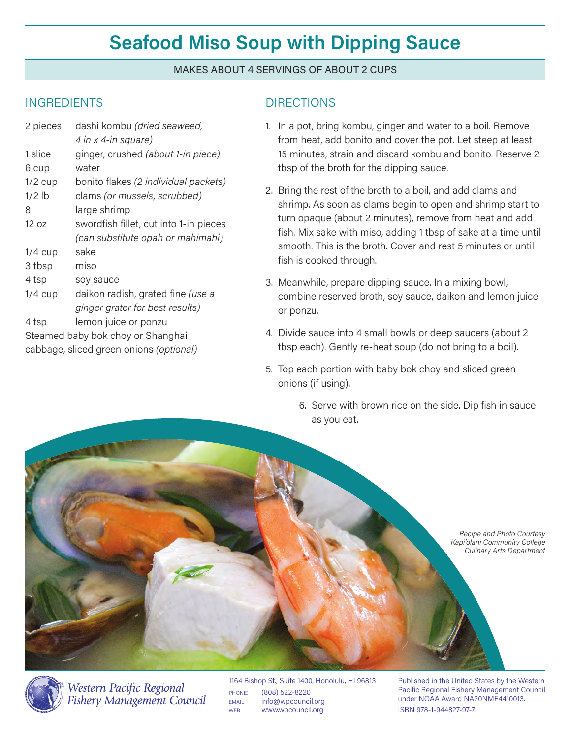# Seafood Miso Soup with Dipping Sauce

MAKES ABOUT 4 SERVINGS OF ABOUT 2 CUPS

## INGREDIENTS

| | |
|---|---|
| 2 pieces | dashi kombu *(dried seaweed, 4 in x 4-in square)* |
| 1 slice | ginger, crushed *(about 1-in piece)* |
| 6 cup | water |
| 1/2 cup | bonito flakes *(2 individual packets)* |
| 1/2 lb | clams *(or mussels, scrubbed)* |
| 8 | large shrimp |
| 12 oz | swordfish fillet, cut into 1-in pieces *(can substitute opah or mahimahi)* |
| 1/4 cup | sake |
| 3 tbsp | miso |
| 4 tsp | soy sauce |
| 1/4 cup | daikon radish, grated fine *(use a ginger grater for best results)* |
| 4 tsp | lemon juice or ponzu |

Steamed baby bok choy or Shanghai cabbage, sliced green onions *(optional)*

## DIRECTIONS

1. In a pot, bring kombu, ginger and water to a boil. Remove from heat, add bonito and cover the pot. Let steep at least 15 minutes, strain and discard kombu and bonito. Reserve 2 tbsp of the broth for the dipping sauce.
2. Bring the rest of the broth to a boil, and add clams and shrimp. As soon as clams begin to open and shrimp start to turn opaque (about 2 minutes), remove from heat and add fish. Mix sake with miso, adding 1 tbsp of sake at a time until smooth. This is the broth. Cover and rest 5 minutes or until fish is cooked through.
3. Meanwhile, prepare dipping sauce. In a mixing bowl, combine reserved broth, soy sauce, daikon and lemon juice or ponzu.
4. Divide sauce into 4 small bowls or deep saucers (about 2 tbsp each). Gently re-heat soup (do not bring to a boil).
5. Top each portion with baby bok choy and sliced green onions (if using).
6. Serve with brown rice on the side. Dip fish in sauce as you eat.

*Recipe and Photo Courtesy Kapi'olani Community College Culinary Arts Department*

*Western Pacific Regional Fishery Management Council*

1164 Bishop St., Suite 1400, Honolulu, HI 96813

PHONE: (808) 522-8220
EMAIL: info@wpcouncil.org
WEB: www.wpcouncil.org

Published in the United States by the Western Pacific Regional Fishery Management Council under NOAA Award NA20NMF4410013.

ISBN 978-1-944827-97-7